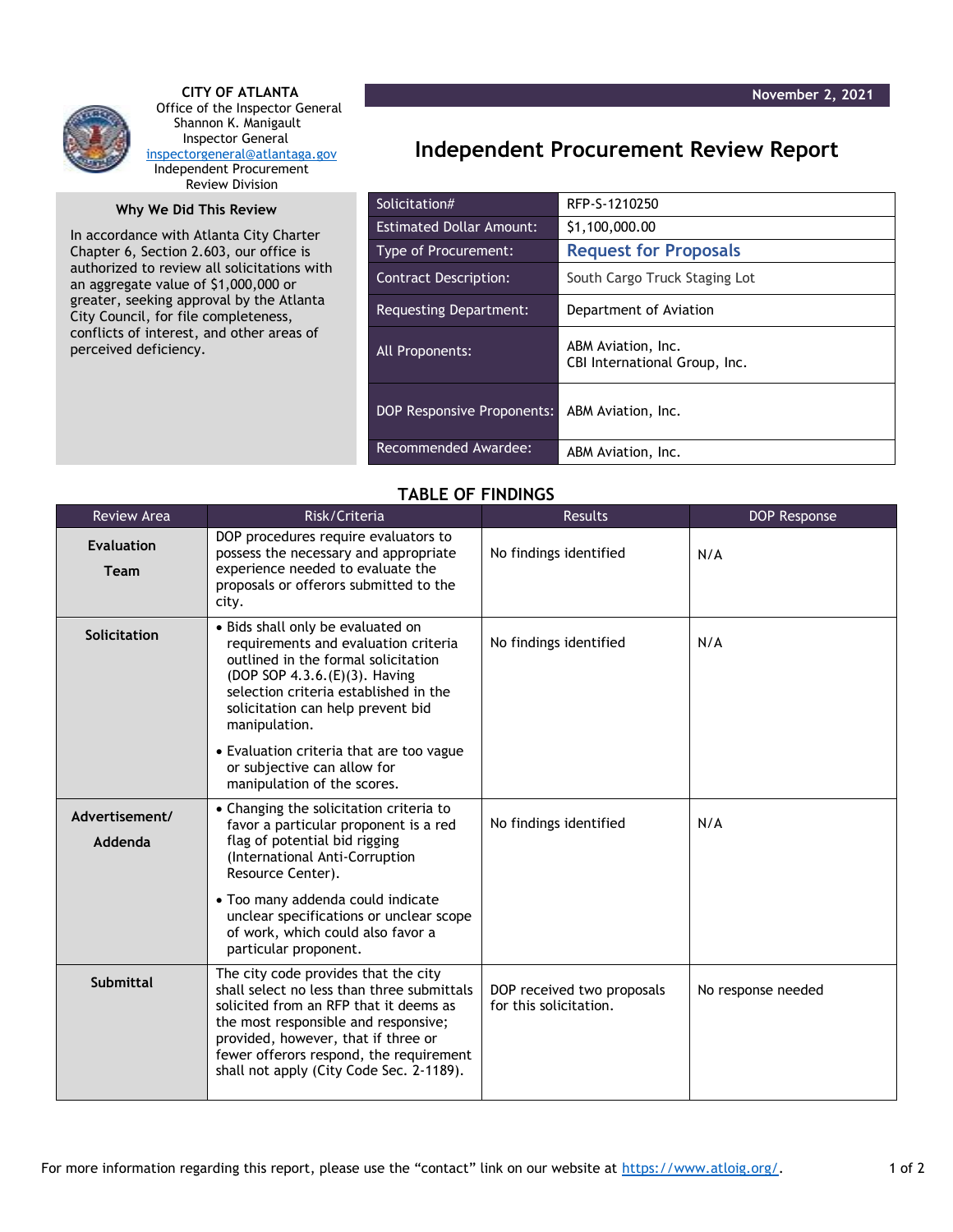**CITY OF ATLANTA**
Office of the Inspector General
Shannon K. Manigault
Inspector General
inspectorgeneral@atlantaga.gov
Independent Procurement Review Division

November 2, 2021

# Independent Procurement Review Report

## Why We Did This Review

In accordance with Atlanta City Charter Chapter 6, Section 2.603, our office is authorized to review all solicitations with an aggregate value of $1,000,000 or greater, seeking approval by the Atlanta City Council, for file completeness, conflicts of interest, and other areas of perceived deficiency.

| | |
|---|---|
| Solicitation# | RFP-S-1210250 |
| Estimated Dollar Amount: | $1,100,000.00 |
| Type of Procurement: | **Request for Proposals** |
| Contract Description: | South Cargo Truck Staging Lot |
| Requesting Department: | Department of Aviation |
| All Proponents: | ABM Aviation, Inc.<br>CBI International Group, Inc. |
| DOP Responsive Proponents: | ABM Aviation, Inc. |
| Recommended Awardee: | ABM Aviation, Inc. |

## TABLE OF FINDINGS

| Review Area | Risk/Criteria | Results | DOP Response |
|---|---|---|---|
| **Evaluation Team** | DOP procedures require evaluators to possess the necessary and appropriate experience needed to evaluate the proposals or offerors submitted to the city. | No findings identified | N/A |
| **Solicitation** | • Bids shall only be evaluated on requirements and evaluation criteria outlined in the formal solicitation (DOP SOP 4.3.6.(E)(3). Having selection criteria established in the solicitation can help prevent bid manipulation.<br>• Evaluation criteria that are too vague or subjective can allow for manipulation of the scores. | No findings identified | N/A |
| **Advertisement/ Addenda** | • Changing the solicitation criteria to favor a particular proponent is a red flag of potential bid rigging (International Anti-Corruption Resource Center).<br>• Too many addenda could indicate unclear specifications or unclear scope of work, which could also favor a particular proponent. | No findings identified | N/A |
| **Submittal** | The city code provides that the city shall select no less than three submittals solicited from an RFP that it deems as the most responsible and responsive; provided, however, that if three or fewer offerors respond, the requirement shall not apply (City Code Sec. 2-1189). | DOP received two proposals for this solicitation. | No response needed |

For more information regarding this report, please use the "contact" link on our website at https://www.atloig.org/.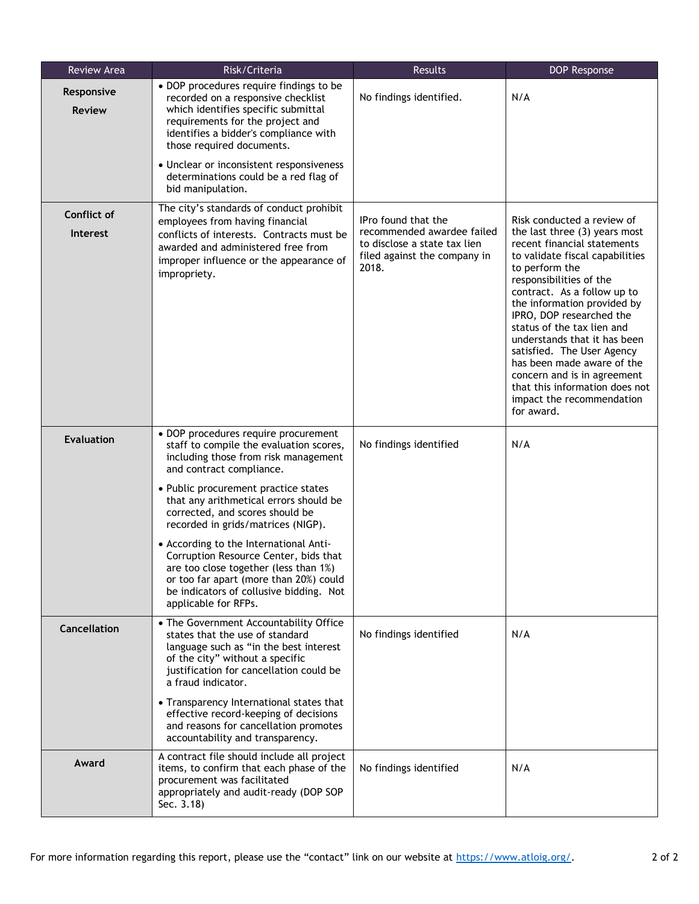| Review Area | Risk/Criteria | Results | DOP Response |
|---|---|---|---|
| **Responsive Review** | • DOP procedures require findings to be recorded on a responsive checklist which identifies specific submittal requirements for the project and identifies a bidder's compliance with those required documents.<br>• Unclear or inconsistent responsiveness determinations could be a red flag of bid manipulation. | No findings identified. | N/A |
| **Conflict of Interest** | The city's standards of conduct prohibit employees from having financial conflicts of interests. Contracts must be awarded and administered free from improper influence or the appearance of impropriety. | IPro found that the recommended awardee failed to disclose a state tax lien filed against the company in 2018. | Risk conducted a review of the last three (3) years most recent financial statements to validate fiscal capabilities to perform the responsibilities of the contract. As a follow up to the information provided by IPRO, DOP researched the status of the tax lien and understands that it has been satisfied. The User Agency has been made aware of the concern and is in agreement that this information does not impact the recommendation for award. |
| **Evaluation** | • DOP procedures require procurement staff to compile the evaluation scores, including those from risk management and contract compliance.<br>• Public procurement practice states that any arithmetical errors should be corrected, and scores should be recorded in grids/matrices (NIGP).<br>• According to the International Anti-Corruption Resource Center, bids that are too close together (less than 1%) or too far apart (more than 20%) could be indicators of collusive bidding. Not applicable for RFPs. | No findings identified | N/A |
| **Cancellation** | • The Government Accountability Office states that the use of standard language such as "in the best interest of the city" without a specific justification for cancellation could be a fraud indicator.<br>• Transparency International states that effective record-keeping of decisions and reasons for cancellation promotes accountability and transparency. | No findings identified | N/A |
| **Award** | A contract file should include all project items, to confirm that each phase of the procurement was facilitated appropriately and audit-ready (DOP SOP Sec. 3.18) | No findings identified | N/A |

For more information regarding this report, please use the "contact" link on our website at https://www.atloig.org/.